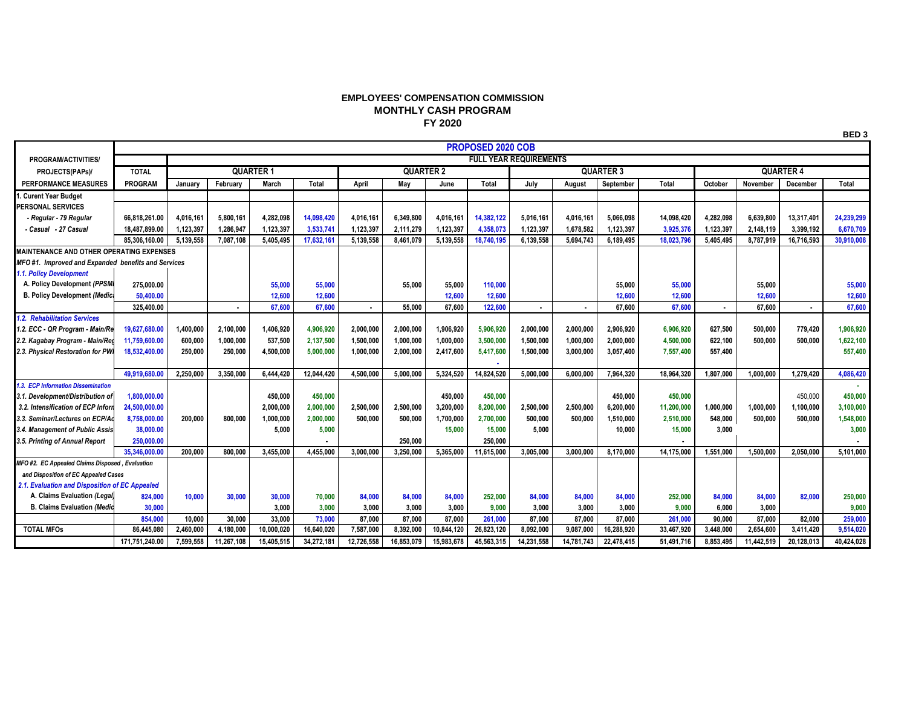## EMPLOYEES' COMPENSATION COMMISSION
## MONTHLY CASH PROGRAM
## FY 2020

**BED 3**

| PROGRAM/ACTIVITIES/ PROJECTS(PAPs)/ PERFORMANCE MEASURES | PROPOSED 2020 COB | | | | | | | | | | | | | | | | |
|---|---|---|---|---|---|---|---|---|---|---|---|---|---|---|---|---|---|
| | FULL YEAR REQUIREMENTS | | | | | | | | | | | | | | | | |
| | TOTAL | QUARTER 1 | | | | QUARTER 2 | | | | QUARTER 3 | | | | QUARTER 4 | | | |
| | PROGRAM | January | February | March | Total | April | May | June | Total | July | August | September | Total | October | November | December | Total |
| 1. Curent Year Budget | | | | | | | | | | | | | | | | | |
| PERSONAL SERVICES | | | | | | | | | | | | | | | | | |
| *- Regular - 79 Regular* | 66,818,261.00 | 4,016,161 | 5,800,161 | 4,282,098 | 14,098,420 | 4,016,161 | 6,349,800 | 4,016,161 | 14,382,122 | 5,016,161 | 4,016,161 | 5,066,098 | 14,098,420 | 4,282,098 | 6,639,800 | 13,317,401 | 24,239,299 |
| *- Casual - 27 Casual* | 18,487,899.00 | 1,123,397 | 1,286,947 | 1,123,397 | 3,533,741 | 1,123,397 | 2,111,279 | 1,123,397 | 4,358,073 | 1,123,397 | 1,678,582 | 1,123,397 | 3,925,376 | 1,123,397 | 2,148,119 | 3,399,192 | 6,670,709 |
| | 85,306,160.00 | 5,139,558 | 7,087,108 | 5,405,495 | 17,632,161 | 5,139,558 | 8,461,079 | 5,139,558 | 18,740,195 | 6,139,558 | 5,694,743 | 6,189,495 | 18,023,796 | 5,405,495 | 8,787,919 | 16,716,593 | 30,910,008 |
| MAINTENANCE AND OTHER OPERATING EXPENSES | | | | | | | | | | | | | | | | | |
| *MFO #1. Improved and Expanded benefits and Services* | | | | | | | | | | | | | | | | | |
| *1.1. Policy Development* | | | | | | | | | | | | | | | | | |
| A. Policy Development *(PPSMI* | 275,000.00 | | | 55,000 | 55,000 | | 55,000 | 55,000 | 110,000 | | | 55,000 | 55,000 | | 55,000 | | 55,000 |
| B. Policy Development *(Medica* | 50,400.00 | | | 12,600 | 12,600 | | | 12,600 | 12,600 | | | 12,600 | 12,600 | | 12,600 | | 12,600 |
| | 325,400.00 | | - | 67,600 | 67,600 | - | 55,000 | 67,600 | 122,600 | - | - | 67,600 | 67,600 | - | 67,600 | - | 67,600 |
| *1.2. Rehabilitation Services* | | | | | | | | | | | | | | | | | |
| *1.2. ECC - QR Program - Main/Re* | 19,627,680.00 | 1,400,000 | 2,100,000 | 1,406,920 | 4,906,920 | 2,000,000 | 2,000,000 | 1,906,920 | 5,906,920 | 2,000,000 | 2,000,000 | 2,906,920 | 6,906,920 | 627,500 | 500,000 | 779,420 | 1,906,920 |
| *2.2. Kagabay Program - Main/Reg* | 11,759,600.00 | 600,000 | 1,000,000 | 537,500 | 2,137,500 | 1,500,000 | 1,000,000 | 1,000,000 | 3,500,000 | 1,500,000 | 1,000,000 | 2,000,000 | 4,500,000 | 622,100 | 500,000 | 500,000 | 1,622,100 |
| *2.3. Physical Restoration for PWI* | 18,532,400.00 | 250,000 | 250,000 | 4,500,000 | 5,000,000 | 1,000,000 | 2,000,000 | 2,417,600 | 5,417,600 | 1,500,000 | 3,000,000 | 3,057,400 | 7,557,400 | 557,400 | | | 557,400 |
| | | | | | | | | | - | | | | | | | | |
| | 49,919,680.00 | 2,250,000 | 3,350,000 | 6,444,420 | 12,044,420 | 4,500,000 | 5,000,000 | 5,324,520 | 14,824,520 | 5,000,000 | 6,000,000 | 7,964,320 | 18,964,320 | 1,807,000 | 1,000,000 | 1,279,420 | 4,086,420 |
| *1.3. ECP Information Dissemination* | | | | | | | | | | | | | | | | | - |
| *3.1. Development/Distribution of* | 1,800,000.00 | | | 450,000 | 450,000 | | | 450,000 | 450,000 | | | 450,000 | 450,000 | | | 450,000 | 450,000 |
| *3.2. Intensification of ECP Inforn* | 24,500,000.00 | | | 2,000,000 | 2,000,000 | 2,500,000 | 2,500,000 | 3,200,000 | 8,200,000 | 2,500,000 | 2,500,000 | 6,200,000 | 11,200,000 | 1,000,000 | 1,000,000 | 1,100,000 | 3,100,000 |
| *3.3. Seminar/Lectures on ECP/Ac* | 8,758,000.00 | 200,000 | 800,000 | 1,000,000 | 2,000,000 | 500,000 | 500,000 | 1,700,000 | 2,700,000 | 500,000 | 500,000 | 1,510,000 | 2,510,000 | 548,000 | 500,000 | 500,000 | 1,548,000 |
| *3.4. Management of Public Assis* | 38,000.00 | | | 5,000 | 5,000 | | | 15,000 | 15,000 | 5,000 | | 10,000 | 15,000 | 3,000 | | | 3,000 |
| *3.5. Printing of Annual Report* | 250,000.00 | | | | - | | 250,000 | | 250,000 | | | | - | | | | - |
| | 35,346,000.00 | 200,000 | 800,000 | 3,455,000 | 4,455,000 | 3,000,000 | 3,250,000 | 5,365,000 | 11,615,000 | 3,005,000 | 3,000,000 | 8,170,000 | 14,175,000 | 1,551,000 | 1,500,000 | 2,050,000 | 5,101,000 |
| *MFO #2. EC Appealed Claims Disposed , Evaluation and Disposition of EC Appealed Cases* | | | | | | | | | | | | | | | | | |
| *2.1. Evaluation and Disposition of EC Appealed* | | | | | | | | | | | | | | | | | |
| A. Claims Evaluation *(Legal)* | 824,000 | 10,000 | 30,000 | 30,000 | 70,000 | 84,000 | 84,000 | 84,000 | 252,000 | 84,000 | 84,000 | 84,000 | 252,000 | 84,000 | 84,000 | 82,000 | 250,000 |
| B. Claims Evaluation *(Medic* | 30,000 | | | 3,000 | 3,000 | 3,000 | 3,000 | 3,000 | 9,000 | 3,000 | 3,000 | 3,000 | 9,000 | 6,000 | 3,000 | | 9,000 |
| | 854,000 | 10,000 | 30,000 | 33,000 | 73,000 | 87,000 | 87,000 | 87,000 | 261,000 | 87,000 | 87,000 | 87,000 | 261,000 | 90,000 | 87,000 | 82,000 | 259,000 |
| TOTAL MFOs | 86,445,080 | 2,460,000 | 4,180,000 | 10,000,020 | 16,640,020 | 7,587,000 | 8,392,000 | 10,844,120 | 26,823,120 | 8,092,000 | 9,087,000 | 16,288,920 | 33,467,920 | 3,448,000 | 2,654,600 | 3,411,420 | 9,514,020 |
| | 171,751,240.00 | 7,599,558 | 11,267,108 | 15,405,515 | 34,272,181 | 12,726,558 | 16,853,079 | 15,983,678 | 45,563,315 | 14,231,558 | 14,781,743 | 22,478,415 | 51,491,716 | 8,853,495 | 11,442,519 | 20,128,013 | 40,424,028 |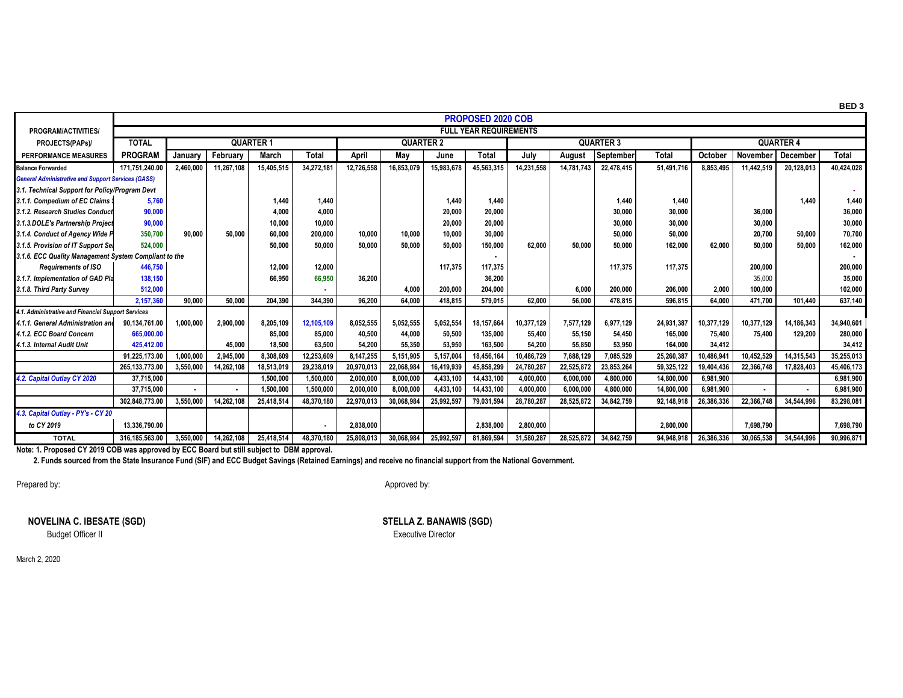BED 3

| PROGRAM/ACTIVITIES/ PROJECTS(PAPs)/ PERFORMANCE MEASURES | PROPOSED 2020 COB FULL YEAR REQUIREMENTS | | | | | | | | | | | | | | | | | |
|---|---|---|---|---|---|---|---|---|---|---|---|---|---|---|---|---|---|---|
| | TOTAL | QUARTER 1 | | | | QUARTER 2 | | | | QUARTER 3 | | | | QUARTER 4 | | | | |
| | PROGRAM | January | February | March | Total | April | May | June | Total | July | August | September | Total | October | November | December | Total |
| Balance Forwarded | 171,751,240.00 | 2,460,000 | 11,267,108 | 15,405,515 | 34,272,181 | 12,726,558 | 16,853,079 | 15,983,678 | 45,563,315 | 14,231,558 | 14,781,743 | 22,478,415 | 51,491,716 | 8,853,495 | 11,442,519 | 20,128,013 | 40,424,028 |
| *General Administrative and Support Services (GASS)* | | | | | | | | | | | | | | | | | |
| *3.1. Technical Support for Policy/Program Devt* | | | | | | | | | | | | | | | | | - |
| *3.1.1. Compedium of EC Claims S* | 5,760 | | | 1,440 | 1,440 | | | 1,440 | 1,440 | | | 1,440 | 1,440 | | | 1,440 | 1,440 |
| *3.1.2. Research Studies Conduct* | 90,000 | | | 4,000 | 4,000 | | | 20,000 | 20,000 | | | 30,000 | 30,000 | | 36,000 | | 36,000 |
| *3.1.3.DOLE's Partnership Project* | 90,000 | | | 10,000 | 10,000 | | | 20,000 | 20,000 | | | 30,000 | 30,000 | | 30,000 | | 30,000 |
| *3.1.4. Conduct of Agency Wide P* | 350,700 | 90,000 | 50,000 | 60,000 | 200,000 | 10,000 | 10,000 | 10,000 | 30,000 | | | 50,000 | 50,000 | | 20,700 | 50,000 | 70,700 |
| *3.1.5. Provision of IT Support Se* | 524,000 | | | 50,000 | 50,000 | 50,000 | 50,000 | 50,000 | 150,000 | 62,000 | 50,000 | 50,000 | 162,000 | 62,000 | 50,000 | 50,000 | 162,000 |
| *3.1.6. ECC Quality Management System Compliant to the* | | | | | | | | | - | | | | | | | | - |
| *Requirements of ISO* | 446,750 | | | 12,000 | 12,000 | | | 117,375 | 117,375 | | | 117,375 | 117,375 | | 200,000 | | 200,000 |
| *3.1.7. Implementation of GAD Pla* | 138,150 | | | 66,950 | 66,950 | 36,200 | | | 36,200 | | | | | | 35,000 | | 35,000 |
| *3.1.8. Third Party Survey* | 512,000 | | | | - | | 4,000 | 200,000 | 204,000 | | 6,000 | 200,000 | 206,000 | 2,000 | 100,000 | | 102,000 |
| | 2,157,360 | 90,000 | 50,000 | 204,390 | 344,390 | 96,200 | 64,000 | 418,815 | 579,015 | 62,000 | 56,000 | 478,815 | 596,815 | 64,000 | 471,700 | 101,440 | 637,140 |
| *4.1. Administrative and Financial Support Services* | | | | | | | | | | | | | | | | | |
| *4.1.1. General Administration and* | 90,134,761.00 | 1,000,000 | 2,900,000 | 8,205,109 | 12,105,109 | 8,052,555 | 5,052,555 | 5,052,554 | 18,157,664 | 10,377,129 | 7,577,129 | 6,977,129 | 24,931,387 | 10,377,129 | 10,377,129 | 14,186,343 | 34,940,601 |
| *4.1.2. ECC Board Concern* | 665,000.00 | | | 85,000 | 85,000 | 40,500 | 44,000 | 50,500 | 135,000 | 55,400 | 55,150 | 54,450 | 165,000 | 75,400 | 75,400 | 129,200 | 280,000 |
| *4.1.3. Internal Audit Unit* | 425,412.00 | | 45,000 | 18,500 | 63,500 | 54,200 | 55,350 | 53,950 | 163,500 | 54,200 | 55,850 | 53,950 | 164,000 | 34,412 | | | 34,412 |
| | 91,225,173.00 | 1,000,000 | 2,945,000 | 8,308,609 | 12,253,609 | 8,147,255 | 5,151,905 | 5,157,004 | 18,456,164 | 10,486,729 | 7,688,129 | 7,085,529 | 25,260,387 | 10,486,941 | 10,452,529 | 14,315,543 | 35,255,013 |
| | 265,133,773.00 | 3,550,000 | 14,262,108 | 18,513,019 | 29,238,019 | 20,970,013 | 22,068,984 | 16,419,939 | 45,858,299 | 24,780,287 | 22,525,872 | 23,853,264 | 59,325,122 | 19,404,436 | 22,366,748 | 17,828,403 | 45,406,173 |
| *4.2. Capital Outlay CY 2020* | 37,715,000 | | | 1,500,000 | 1,500,000 | 2,000,000 | 8,000,000 | 4,433,100 | 14,433,100 | 4,000,000 | 6,000,000 | 4,800,000 | 14,800,000 | 6,981,900 | | | 6,981,900 |
| | 37,715,000 | - | - | 1,500,000 | 1,500,000 | 2,000,000 | 8,000,000 | 4,433,100 | 14,433,100 | 4,000,000 | 6,000,000 | 4,800,000 | 14,800,000 | 6,981,900 | - | - | 6,981,900 |
| | 302,848,773.00 | 3,550,000 | 14,262,108 | 25,418,514 | 48,370,180 | 22,970,013 | 30,068,984 | 25,992,597 | 79,031,594 | 28,780,287 | 28,525,872 | 34,842,759 | 92,148,918 | 26,386,336 | 22,366,748 | 34,544,996 | 83,298,081 |
| *4.3. Capital Outlay - PY's - CY 20* | | | | | | | | | | | | | | | | | |
| *to CY 2019* | 13,336,790.00 | | | | - | 2,838,000 | | | 2,838,000 | 2,800,000 | | | 2,800,000 | | 7,698,790 | | 7,698,790 |
| **TOTAL** | 316,185,563.00 | 3,550,000 | 14,262,108 | 25,418,514 | 48,370,180 | 25,808,013 | 30,068,984 | 25,992,597 | 81,869,594 | 31,580,287 | 28,525,872 | 34,842,759 | 94,948,918 | 26,386,336 | 30,065,538 | 34,544,996 | 90,996,871 |

**Note: 1. Proposed CY 2019 COB was approved by ECC Board but still subject to DBM approval.**

**2. Funds sourced from the State Insurance Fund (SIF) and ECC Budget Savings (Retained Earnings) and receive no financial support from the National Government.**

Prepared by:

**NOVELINA C. IBESATE (SGD)**
Budget Officer II

Approved by:

**STELLA Z. BANAWIS (SGD)**
Executive Director

March 2, 2020